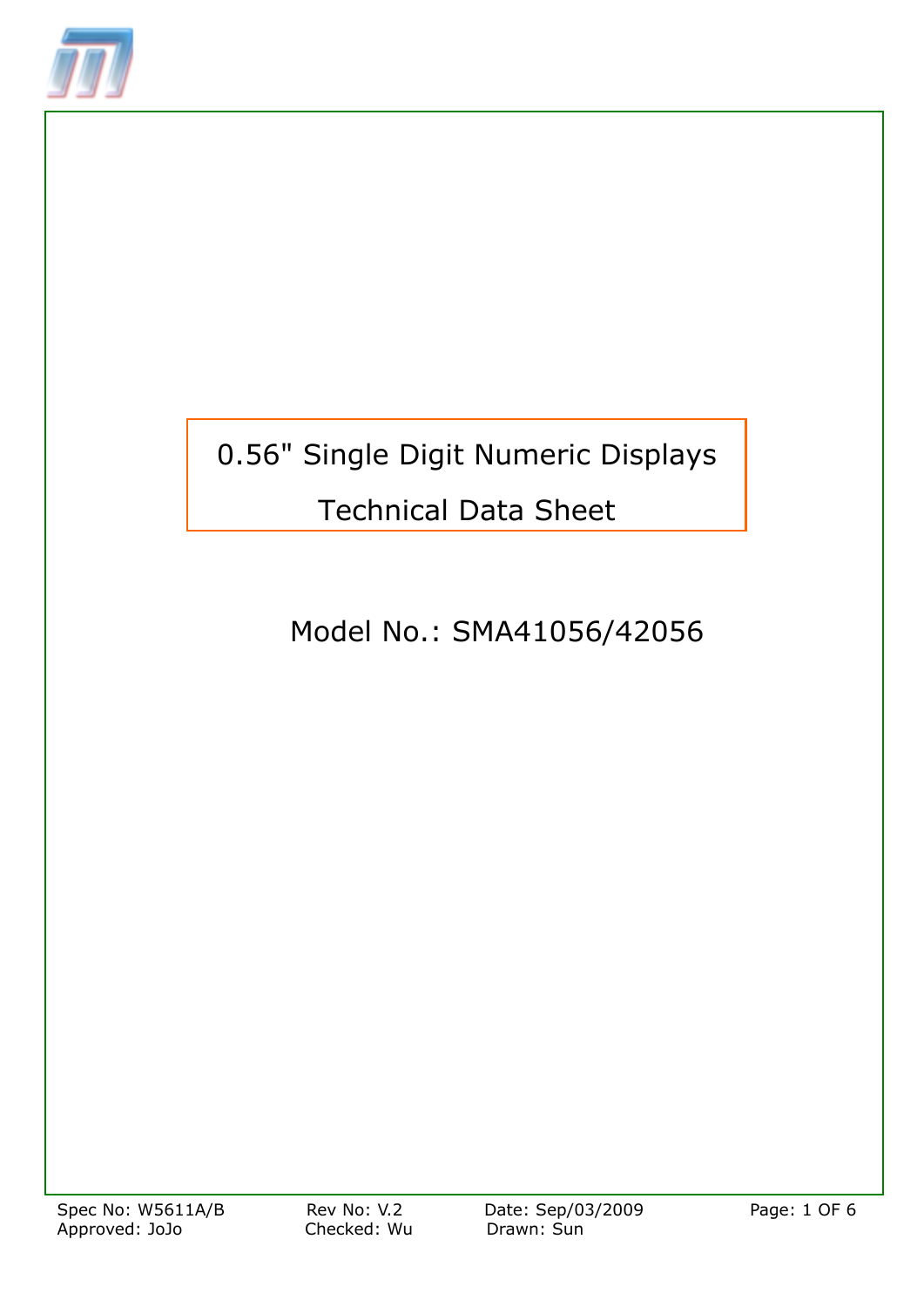# 0.56" Single Digit Numeric Displays

## Technical Data Sheet

Model No.: SMA41056/42056

Spec No: W5611A/B Rev No: V.2 Date: Sep/03/2009

Approved: JoJo Checked: Wu Drawn: Sun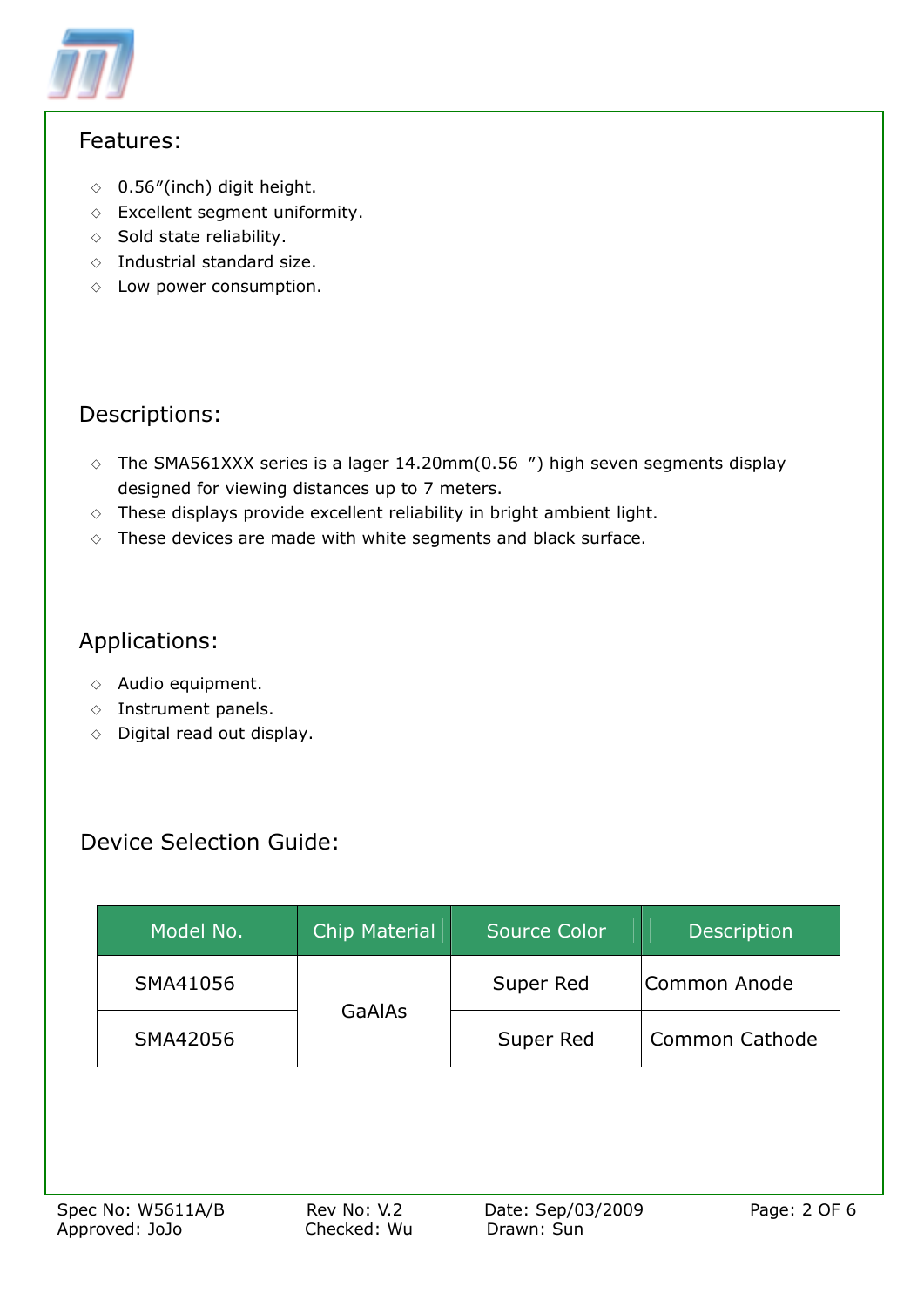## Features:

- ◇ 0.56"(inch) digit height.
- ◇ Excellent segment uniformity.
- ◇ Sold state reliability.
- ◇ Industrial standard size.
- ◇ Low power consumption.

## Descriptions:

- ◇ The SMA561XXX series is a lager 14.20mm(0.56 ") high seven segments display designed for viewing distances up to 7 meters.
- ◇ These displays provide excellent reliability in bright ambient light.
- ◇ These devices are made with white segments and black surface.

## Applications:

- ◇ Audio equipment.
- ◇ Instrument panels.
- ◇ Digital read out display.

## Device Selection Guide:

| Model No. | Chip Material | Source Color | Description |
|---|---|---|---|
| SMA41056 | GaAlAs | Super Red | Common Anode |
| SMA42056 | | Super Red | Common Cathode |

Spec No: W5611A/B Rev No: V.2 Date: Sep/03/2009
Approved: JoJo Checked: Wu Drawn: Sun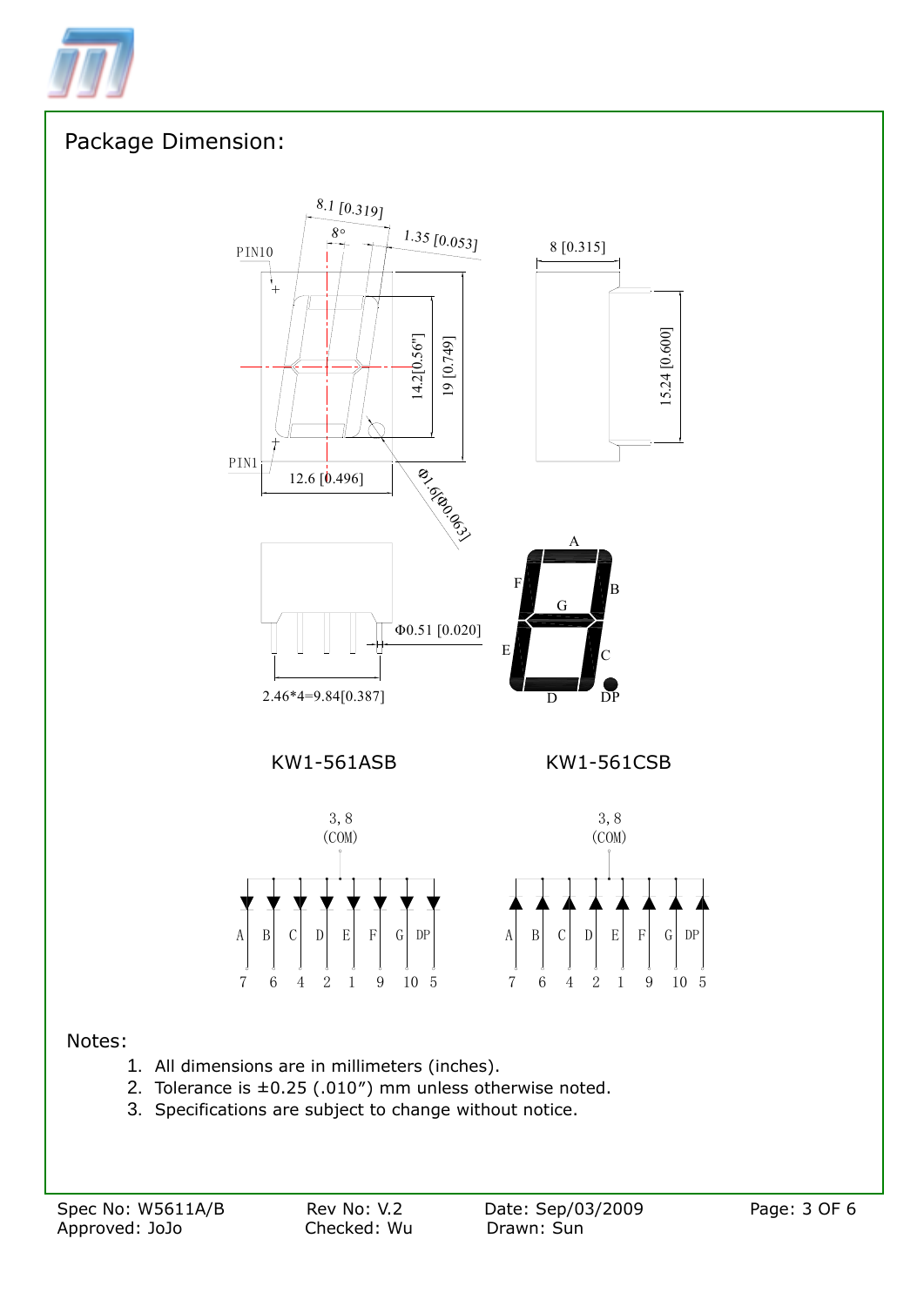## Package Dimension:

KW1-561ASB

KW1-561CSB

Notes:

1. All dimensions are in millimeters (inches).
2. Tolerance is ±0.25 (.010") mm unless otherwise noted.
3. Specifications are subject to change without notice.

Spec No: W5611A/B Rev No: V.2 Date: Sep/03/2009

Approved: JoJo Checked: Wu Drawn: Sun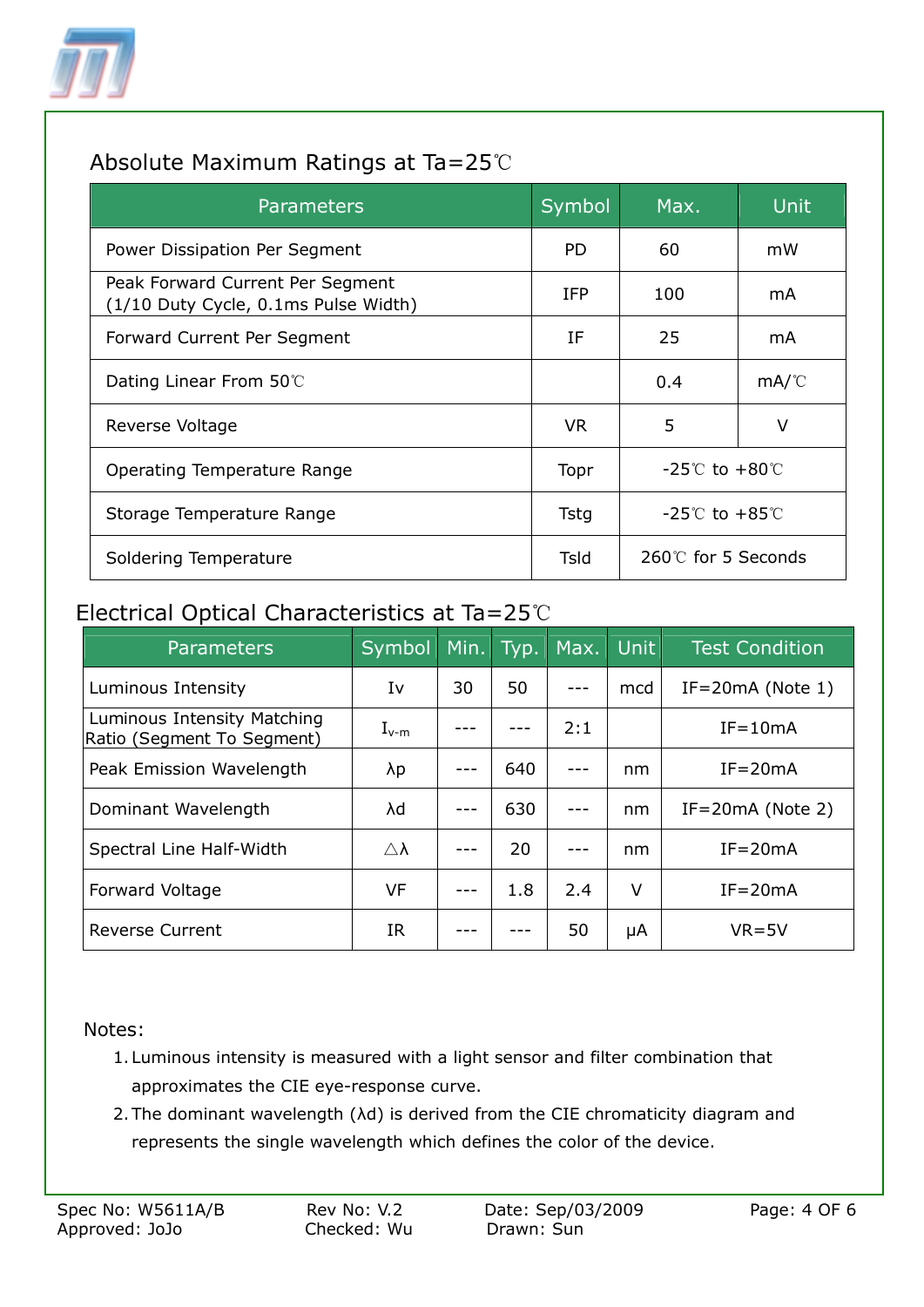## Absolute Maximum Ratings at Ta=25℃

| Parameters | Symbol | Max. | Unit |
|---|---|---|---|
| Power Dissipation Per Segment | PD | 60 | mW |
| Peak Forward Current Per Segment (1/10 Duty Cycle, 0.1ms Pulse Width) | IFP | 100 | mA |
| Forward Current Per Segment | IF | 25 | mA |
| Dating Linear From 50℃ | | 0.4 | mA/℃ |
| Reverse Voltage | VR | 5 | V |
| Operating Temperature Range | Topr | -25℃ to +80℃ | |
| Storage Temperature Range | Tstg | -25℃ to +85℃ | |
| Soldering Temperature | Tsld | 260℃ for 5 Seconds | |

## Electrical Optical Characteristics at Ta=25℃

| Parameters | Symbol | Min. | Typ. | Max. | Unit | Test Condition |
|---|---|---|---|---|---|---|
| Luminous Intensity | Iv | 30 | 50 | --- | mcd | IF=20mA (Note 1) |
| Luminous Intensity Matching Ratio (Segment To Segment) | $I_{v\text{-}m}$ | --- | --- | 2:1 | | IF=10mA |
| Peak Emission Wavelength | λp | --- | 640 | --- | nm | IF=20mA |
| Dominant Wavelength | λd | --- | 630 | --- | nm | IF=20mA (Note 2) |
| Spectral Line Half-Width | △λ | --- | 20 | --- | nm | IF=20mA |
| Forward Voltage | VF | --- | 1.8 | 2.4 | V | IF=20mA |
| Reverse Current | IR | --- | --- | 50 | μA | VR=5V |

Notes:

1. Luminous intensity is measured with a light sensor and filter combination that approximates the CIE eye-response curve.
2. The dominant wavelength (λd) is derived from the CIE chromaticity diagram and represents the single wavelength which defines the color of the device.

Spec No: W5611A/B Rev No: V.2 Date: Sep/03/2009
Approved: JoJo Checked: Wu Drawn: Sun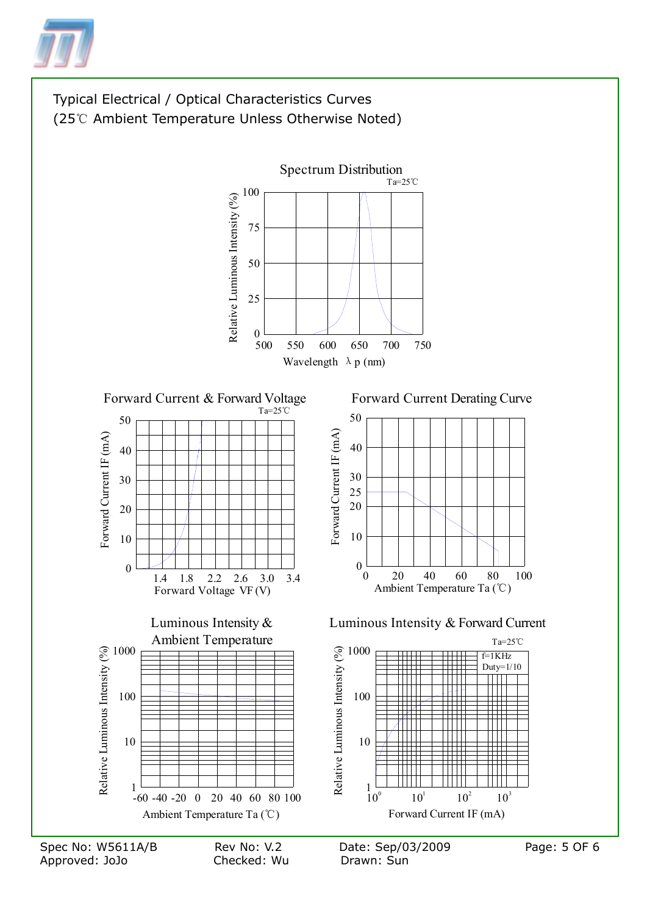## Typical Electrical / Optical Characteristics Curves
## (25℃ Ambient Temperature Unless Otherwise Noted)

### Spectrum Distribution

Ta=25℃

Relative Luminous Intensity (%)

100
75
50
25
0

500 550 600 650 700 750

Wavelength λp (nm)

### Forward Current & Forward Voltage

Ta=25℃

Forward Current IF (mA)

50
40
30
20
10
0

1.4 1.8 2.2 2.6 3.0 3.4

Forward Voltage VF (V)

### Forward Current Derating Curve

Forward Current IF (mA)

50
40
30
25
20
10
0

0 20 40 60 80 100

Ambient Temperature Ta (℃)

### Luminous Intensity & Ambient Temperature

Relative Luminous Intensity (%)

1000
100
10
1

-60 -40 -20 0 20 40 60 80 100

Ambient Temperature Ta (℃)

### Luminous Intensity & Forward Current

Ta=25℃

f=1KHz
Duty=1/10

Relative Luminous Intensity (%)

1000
100
10
1

$10^0$ $10^1$ $10^2$ $10^3$

Forward Current IF (mA)

Spec No: W5611A/B | Rev No: V.2 | Date: Sep/03/2009
Approved: JoJo | Checked: Wu | Drawn: Sun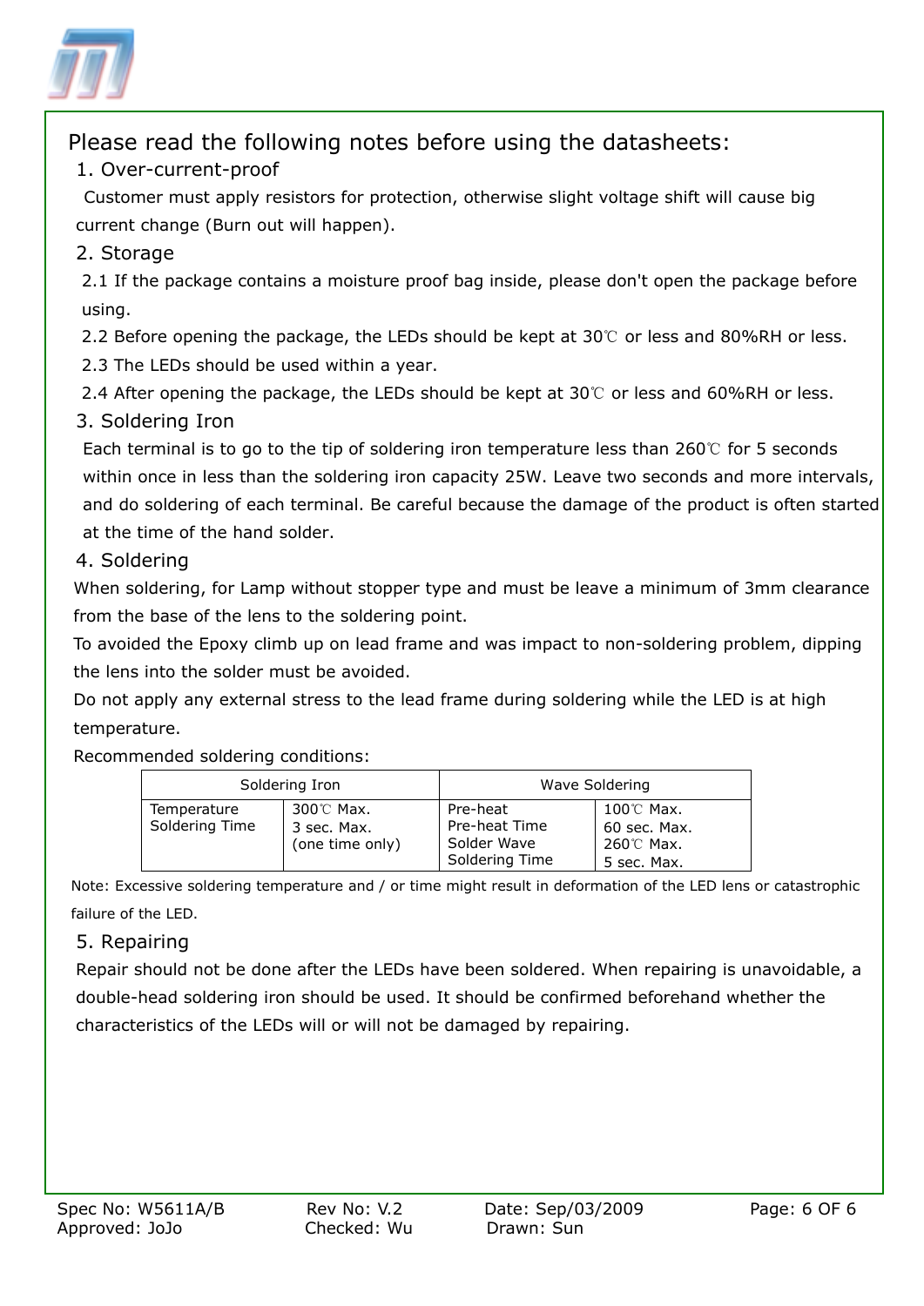# Please read the following notes before using the datasheets:

## 1. Over-current-proof

Customer must apply resistors for protection, otherwise slight voltage shift will cause big current change (Burn out will happen).

## 2. Storage

2.1 If the package contains a moisture proof bag inside, please don't open the package before using.

2.2 Before opening the package, the LEDs should be kept at 30℃ or less and 80%RH or less.

2.3 The LEDs should be used within a year.

2.4 After opening the package, the LEDs should be kept at 30℃ or less and 60%RH or less.

## 3. Soldering Iron

Each terminal is to go to the tip of soldering iron temperature less than 260℃ for 5 seconds within once in less than the soldering iron capacity 25W. Leave two seconds and more intervals, and do soldering of each terminal. Be careful because the damage of the product is often started at the time of the hand solder.

## 4. Soldering

When soldering, for Lamp without stopper type and must be leave a minimum of 3mm clearance from the base of the lens to the soldering point.

To avoided the Epoxy climb up on lead frame and was impact to non-soldering problem, dipping the lens into the solder must be avoided.

Do not apply any external stress to the lead frame during soldering while the LED is at high temperature.

Recommended soldering conditions:

| Soldering Iron | | Wave Soldering | |
|---|---|---|---|
| Temperature<br>Soldering Time | 300℃ Max.<br>3 sec. Max.<br>(one time only) | Pre-heat<br>Pre-heat Time<br>Solder Wave<br>Soldering Time | 100℃ Max.<br>60 sec. Max.<br>260℃ Max.<br>5 sec. Max. |

Note: Excessive soldering temperature and / or time might result in deformation of the LED lens or catastrophic failure of the LED.

## 5. Repairing

Repair should not be done after the LEDs have been soldered. When repairing is unavoidable, a double-head soldering iron should be used. It should be confirmed beforehand whether the characteristics of the LEDs will or will not be damaged by repairing.